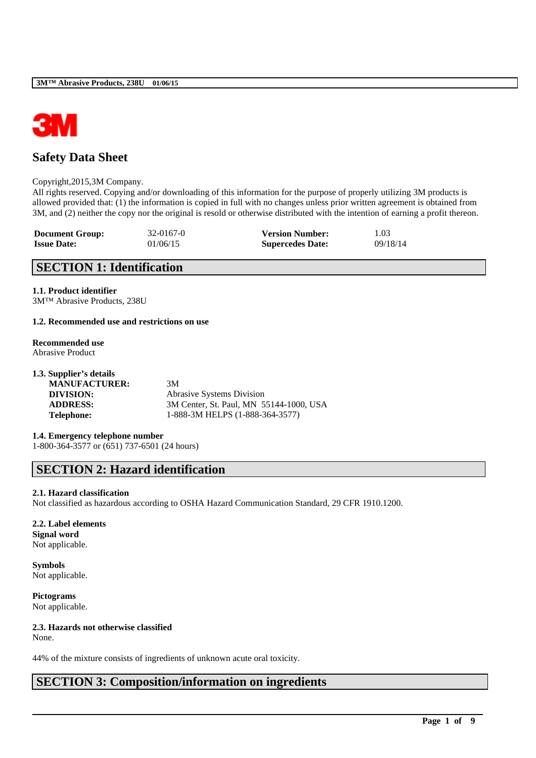# Safety Data Sheet

Copyright,2015,3M Company.
All rights reserved. Copying and/or downloading of this information for the purpose of properly utilizing 3M products is allowed provided that: (1) the information is copied in full with no changes unless prior written agreement is obtained from 3M, and (2) neither the copy nor the original is resold or otherwise distributed with the intention of earning a profit thereon.

| | | | |
|---|---|---|---|
| **Document Group:** | 32-0167-0 | **Version Number:** | 1.03 |
| **Issue Date:** | 01/06/15 | **Supercedes Date:** | 09/18/14 |

## SECTION 1: Identification

**1.1. Product identifier**
3M™ Abrasive Products, 238U

**1.2. Recommended use and restrictions on use**

**Recommended use**
Abrasive Product

**1.3. Supplier's details**

| | |
|---|---|
| **MANUFACTURER:** | 3M |
| **DIVISION:** | Abrasive Systems Division |
| **ADDRESS:** | 3M Center, St. Paul, MN 55144-1000, USA |
| **Telephone:** | 1-888-3M HELPS (1-888-364-3577) |

**1.4. Emergency telephone number**
1-800-364-3577 or (651) 737-6501 (24 hours)

## SECTION 2: Hazard identification

**2.1. Hazard classification**
Not classified as hazardous according to OSHA Hazard Communication Standard, 29 CFR 1910.1200.

**2.2. Label elements**
**Signal word**
Not applicable.

**Symbols**
Not applicable.

**Pictograms**
Not applicable.

**2.3. Hazards not otherwise classified**
None.

44% of the mixture consists of ingredients of unknown acute oral toxicity.

## SECTION 3: Composition/information on ingredients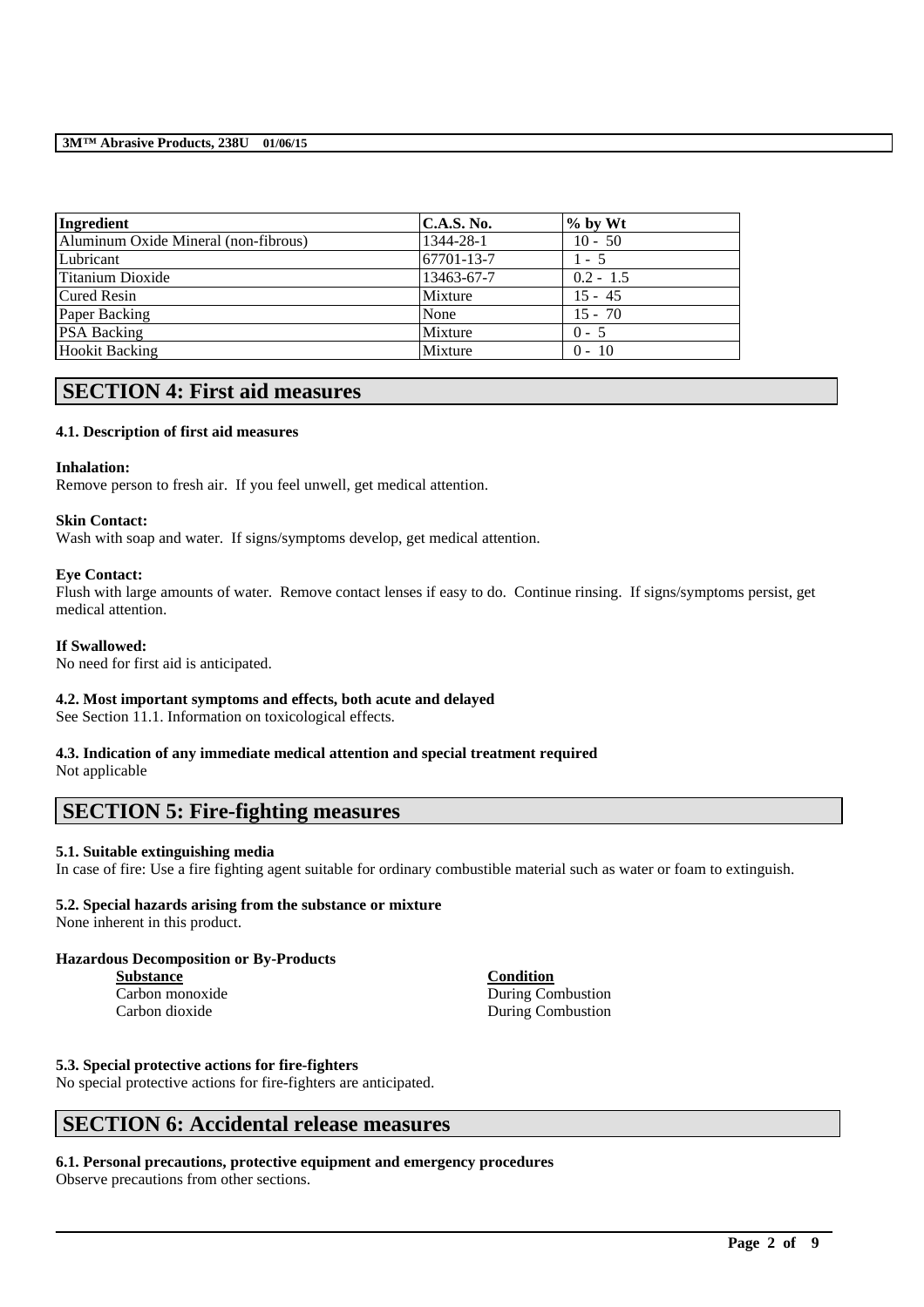| Ingredient | C.A.S. No. | % by Wt |
|---|---|---|
| Aluminum Oxide Mineral (non-fibrous) | 1344-28-1 | 10 - 50 |
| Lubricant | 67701-13-7 | 1 - 5 |
| Titanium Dioxide | 13463-67-7 | 0.2 - 1.5 |
| Cured Resin | Mixture | 15 - 45 |
| Paper Backing | None | 15 - 70 |
| PSA Backing | Mixture | 0 - 5 |
| Hookit Backing | Mixture | 0 - 10 |

## SECTION 4: First aid measures

### 4.1. Description of first aid measures

**Inhalation:**
Remove person to fresh air. If you feel unwell, get medical attention.

**Skin Contact:**
Wash with soap and water. If signs/symptoms develop, get medical attention.

**Eye Contact:**
Flush with large amounts of water. Remove contact lenses if easy to do. Continue rinsing. If signs/symptoms persist, get medical attention.

**If Swallowed:**
No need for first aid is anticipated.

### 4.2. Most important symptoms and effects, both acute and delayed

See Section 11.1. Information on toxicological effects.

### 4.3. Indication of any immediate medical attention and special treatment required

Not applicable

## SECTION 5: Fire-fighting measures

### 5.1. Suitable extinguishing media

In case of fire: Use a fire fighting agent suitable for ordinary combustible material such as water or foam to extinguish.

### 5.2. Special hazards arising from the substance or mixture

None inherent in this product.

**Hazardous Decomposition or By-Products**

| Substance | Condition |
|---|---|
| Carbon monoxide | During Combustion |
| Carbon dioxide | During Combustion |

### 5.3. Special protective actions for fire-fighters

No special protective actions for fire-fighters are anticipated.

## SECTION 6: Accidental release measures

### 6.1. Personal precautions, protective equipment and emergency procedures

Observe precautions from other sections.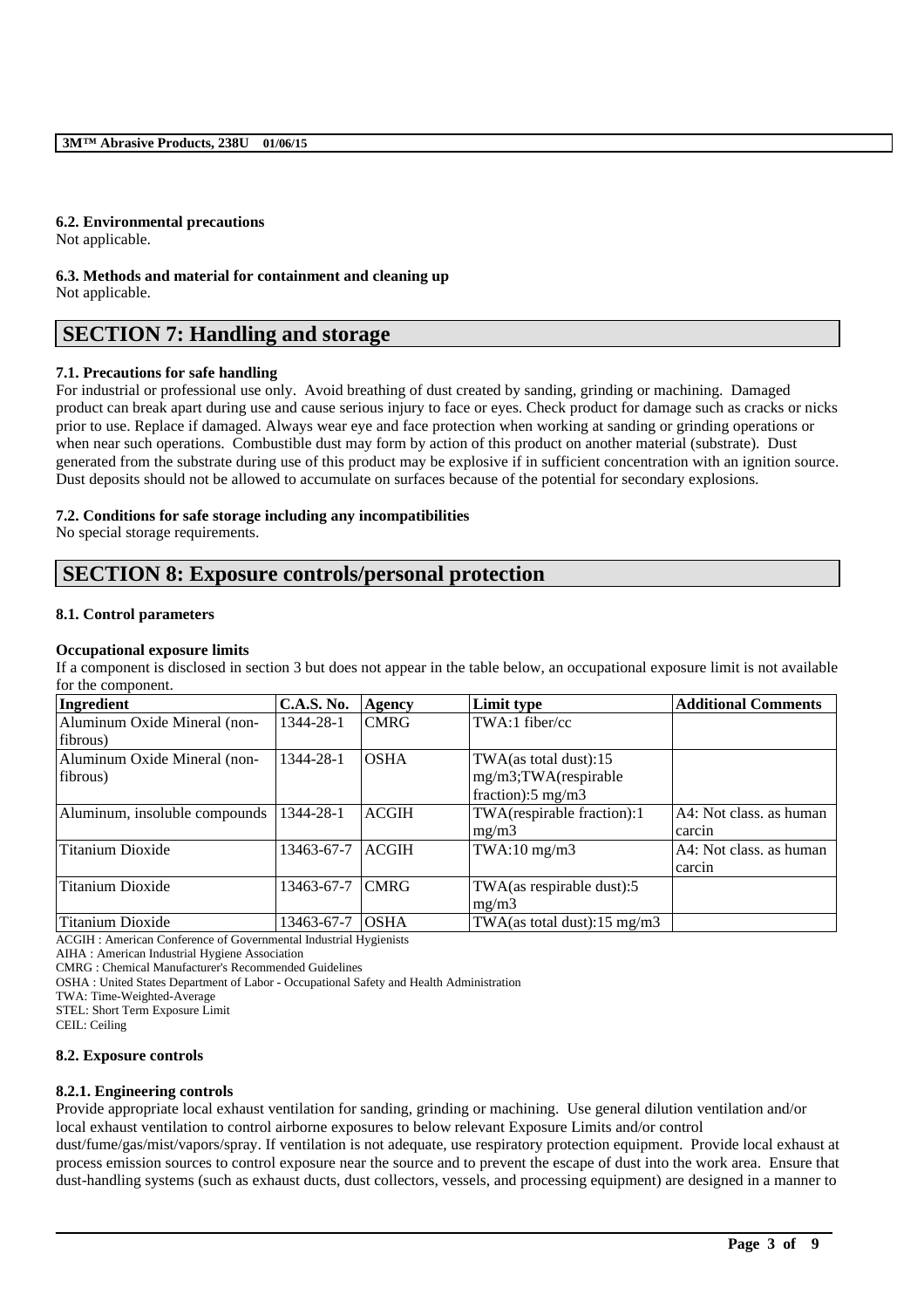### 6.2. Environmental precautions

Not applicable.

### 6.3. Methods and material for containment and cleaning up

Not applicable.

## SECTION 7: Handling and storage

### 7.1. Precautions for safe handling

For industrial or professional use only. Avoid breathing of dust created by sanding, grinding or machining. Damaged product can break apart during use and cause serious injury to face or eyes. Check product for damage such as cracks or nicks prior to use. Replace if damaged. Always wear eye and face protection when working at sanding or grinding operations or when near such operations. Combustible dust may form by action of this product on another material (substrate). Dust generated from the substrate during use of this product may be explosive if in sufficient concentration with an ignition source. Dust deposits should not be allowed to accumulate on surfaces because of the potential for secondary explosions.

### 7.2. Conditions for safe storage including any incompatibilities

No special storage requirements.

## SECTION 8: Exposure controls/personal protection

### 8.1. Control parameters

**Occupational exposure limits**

If a component is disclosed in section 3 but does not appear in the table below, an occupational exposure limit is not available for the component.

| Ingredient | C.A.S. No. | Agency | Limit type | Additional Comments |
|---|---|---|---|---|
| Aluminum Oxide Mineral (non-fibrous) | 1344-28-1 | CMRG | TWA:1 fiber/cc | |
| Aluminum Oxide Mineral (non-fibrous) | 1344-28-1 | OSHA | TWA(as total dust):15 mg/m3;TWA(respirable fraction):5 mg/m3 | |
| Aluminum, insoluble compounds | 1344-28-1 | ACGIH | TWA(respirable fraction):1 mg/m3 | A4: Not class. as human carcin |
| Titanium Dioxide | 13463-67-7 | ACGIH | TWA:10 mg/m3 | A4: Not class. as human carcin |
| Titanium Dioxide | 13463-67-7 | CMRG | TWA(as respirable dust):5 mg/m3 | |
| Titanium Dioxide | 13463-67-7 | OSHA | TWA(as total dust):15 mg/m3 | |

ACGIH : American Conference of Governmental Industrial Hygienists
AIHA : American Industrial Hygiene Association
CMRG : Chemical Manufacturer's Recommended Guidelines
OSHA : United States Department of Labor - Occupational Safety and Health Administration
TWA: Time-Weighted-Average
STEL: Short Term Exposure Limit
CEIL: Ceiling

### 8.2. Exposure controls

#### 8.2.1. Engineering controls

Provide appropriate local exhaust ventilation for sanding, grinding or machining. Use general dilution ventilation and/or local exhaust ventilation to control airborne exposures to below relevant Exposure Limits and/or control dust/fume/gas/mist/vapors/spray. If ventilation is not adequate, use respiratory protection equipment. Provide local exhaust at process emission sources to control exposure near the source and to prevent the escape of dust into the work area. Ensure that dust-handling systems (such as exhaust ducts, dust collectors, vessels, and processing equipment) are designed in a manner to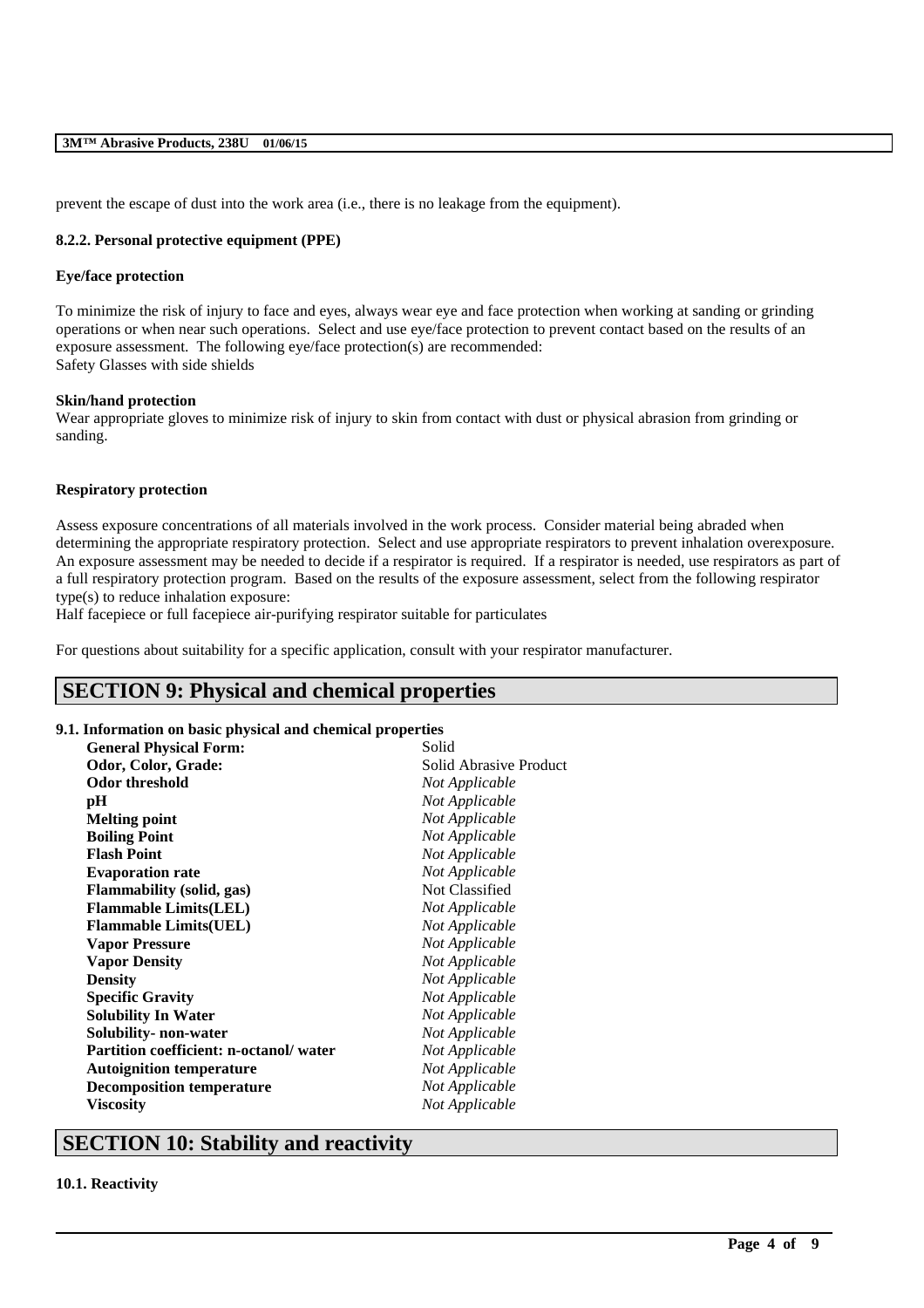prevent the escape of dust into the work area (i.e., there is no leakage from the equipment).

#### 8.2.2. Personal protective equipment (PPE)

**Eye/face protection**

To minimize the risk of injury to face and eyes, always wear eye and face protection when working at sanding or grinding operations or when near such operations. Select and use eye/face protection to prevent contact based on the results of an exposure assessment. The following eye/face protection(s) are recommended:
Safety Glasses with side shields

**Skin/hand protection**
Wear appropriate gloves to minimize risk of injury to skin from contact with dust or physical abrasion from grinding or sanding.

**Respiratory protection**

Assess exposure concentrations of all materials involved in the work process. Consider material being abraded when determining the appropriate respiratory protection. Select and use appropriate respirators to prevent inhalation overexposure. An exposure assessment may be needed to decide if a respirator is required. If a respirator is needed, use respirators as part of a full respiratory protection program. Based on the results of the exposure assessment, select from the following respirator type(s) to reduce inhalation exposure:
Half facepiece or full facepiece air-purifying respirator suitable for particulates

For questions about suitability for a specific application, consult with your respirator manufacturer.

## SECTION 9: Physical and chemical properties

### 9.1. Information on basic physical and chemical properties

| | |
|---|---|
| **General Physical Form:** | Solid |
| **Odor, Color, Grade:** | Solid Abrasive Product |
| **Odor threshold** | *Not Applicable* |
| **pH** | *Not Applicable* |
| **Melting point** | *Not Applicable* |
| **Boiling Point** | *Not Applicable* |
| **Flash Point** | *Not Applicable* |
| **Evaporation rate** | *Not Applicable* |
| **Flammability (solid, gas)** | Not Classified |
| **Flammable Limits(LEL)** | *Not Applicable* |
| **Flammable Limits(UEL)** | *Not Applicable* |
| **Vapor Pressure** | *Not Applicable* |
| **Vapor Density** | *Not Applicable* |
| **Density** | *Not Applicable* |
| **Specific Gravity** | *Not Applicable* |
| **Solubility In Water** | *Not Applicable* |
| **Solubility- non-water** | *Not Applicable* |
| **Partition coefficient: n-octanol/ water** | *Not Applicable* |
| **Autoignition temperature** | *Not Applicable* |
| **Decomposition temperature** | *Not Applicable* |
| **Viscosity** | *Not Applicable* |

## SECTION 10: Stability and reactivity

### 10.1. Reactivity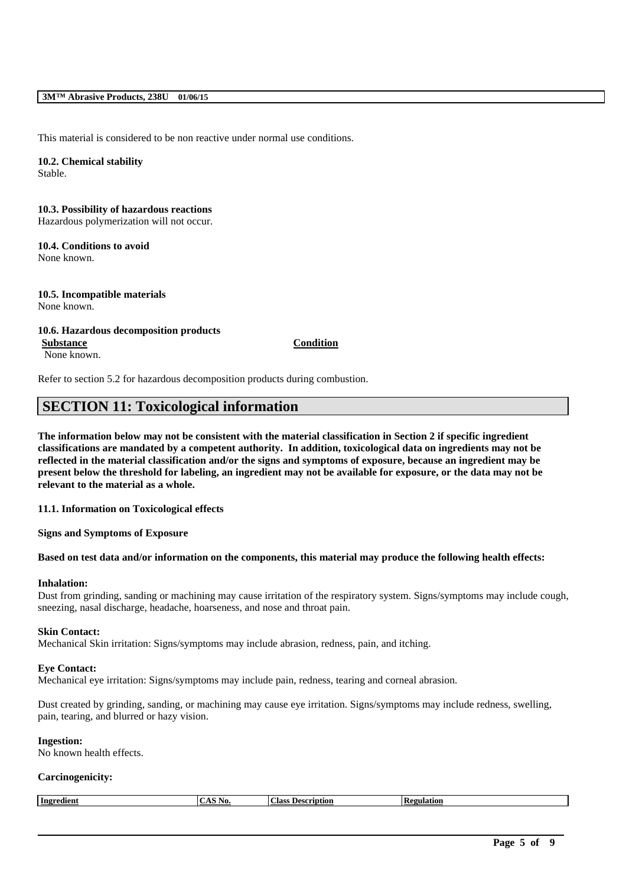This material is considered to be non reactive under normal use conditions.

**10.2. Chemical stability**
Stable.

**10.3. Possibility of hazardous reactions**
Hazardous polymerization will not occur.

**10.4. Conditions to avoid**
None known.

**10.5. Incompatible materials**
None known.

**10.6. Hazardous decomposition products**

| Substance | Condition |
|---|---|
| None known. | |

Refer to section 5.2 for hazardous decomposition products during combustion.

## SECTION 11: Toxicological information

**The information below may not be consistent with the material classification in Section 2 if specific ingredient classifications are mandated by a competent authority. In addition, toxicological data on ingredients may not be reflected in the material classification and/or the signs and symptoms of exposure, because an ingredient may be present below the threshold for labeling, an ingredient may not be available for exposure, or the data may not be relevant to the material as a whole.**

**11.1. Information on Toxicological effects**

**Signs and Symptoms of Exposure**

**Based on test data and/or information on the components, this material may produce the following health effects:**

**Inhalation:**
Dust from grinding, sanding or machining may cause irritation of the respiratory system. Signs/symptoms may include cough, sneezing, nasal discharge, headache, hoarseness, and nose and throat pain.

**Skin Contact:**
Mechanical Skin irritation: Signs/symptoms may include abrasion, redness, pain, and itching.

**Eye Contact:**
Mechanical eye irritation: Signs/symptoms may include pain, redness, tearing and corneal abrasion.

Dust created by grinding, sanding, or machining may cause eye irritation. Signs/symptoms may include redness, swelling, pain, tearing, and blurred or hazy vision.

**Ingestion:**
No known health effects.

**Carcinogenicity:**

| Ingredient | CAS No. | Class Description | Regulation |
|---|---|---|---|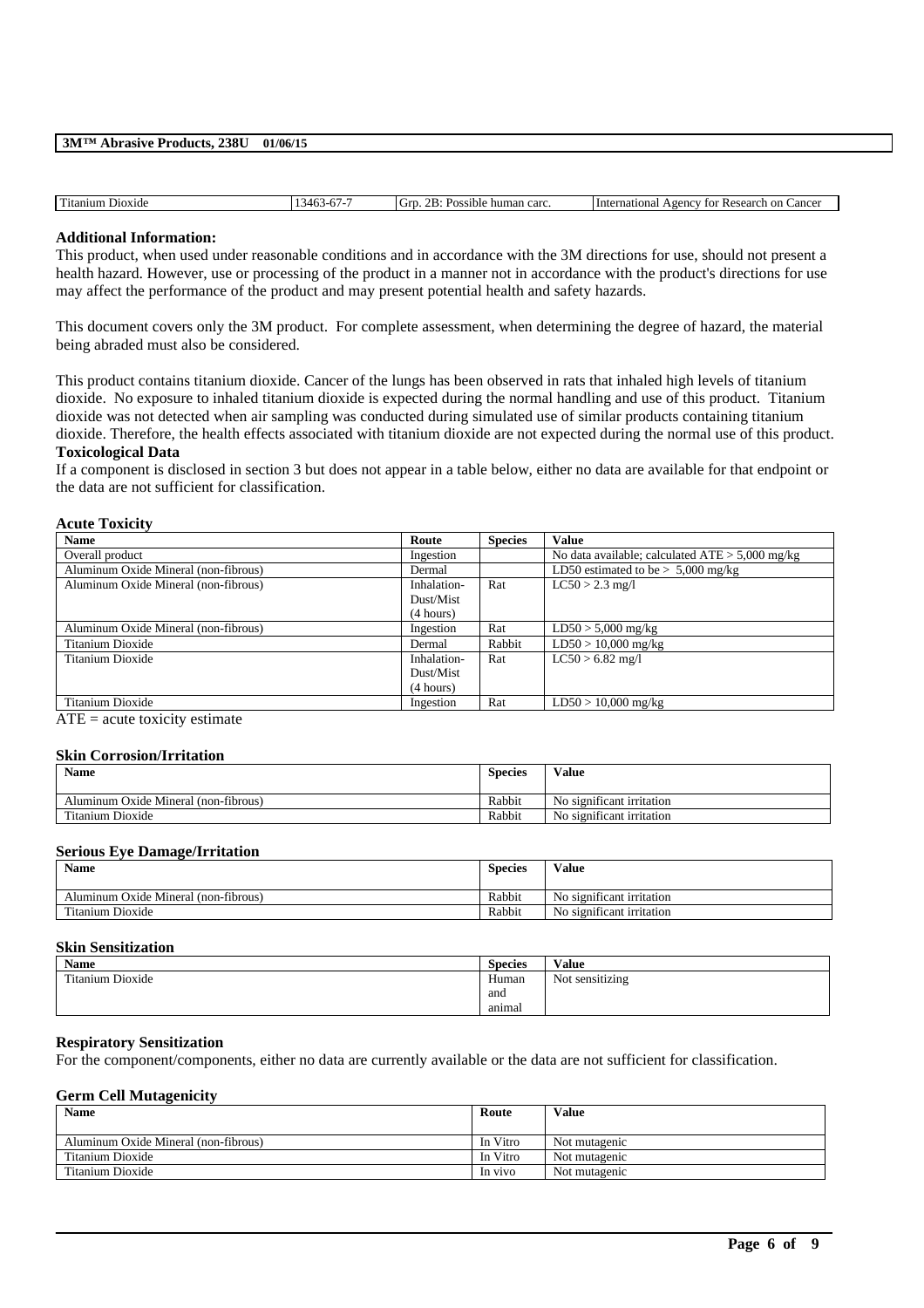| Titanium Dioxide | 13463-67-7 | Grp. 2B: Possible human carc. | International Agency for Research on Cancer |
|---|---|---|---|

**Additional Information:**

This product, when used under reasonable conditions and in accordance with the 3M directions for use, should not present a health hazard. However, use or processing of the product in a manner not in accordance with the product's directions for use may affect the performance of the product and may present potential health and safety hazards.

This document covers only the 3M product. For complete assessment, when determining the degree of hazard, the material being abraded must also be considered.

This product contains titanium dioxide. Cancer of the lungs has been observed in rats that inhaled high levels of titanium dioxide. No exposure to inhaled titanium dioxide is expected during the normal handling and use of this product. Titanium dioxide was not detected when air sampling was conducted during simulated use of similar products containing titanium dioxide. Therefore, the health effects associated with titanium dioxide are not expected during the normal use of this product.

**Toxicological Data**

If a component is disclosed in section 3 but does not appear in a table below, either no data are available for that endpoint or the data are not sufficient for classification.

**Acute Toxicity**

| Name | Route | Species | Value |
|---|---|---|---|
| Overall product | Ingestion | | No data available; calculated ATE > 5,000 mg/kg |
| Aluminum Oxide Mineral (non-fibrous) | Dermal | | LD50 estimated to be > 5,000 mg/kg |
| Aluminum Oxide Mineral (non-fibrous) | Inhalation-Dust/Mist (4 hours) | Rat | LC50 > 2.3 mg/l |
| Aluminum Oxide Mineral (non-fibrous) | Ingestion | Rat | LD50 > 5,000 mg/kg |
| Titanium Dioxide | Dermal | Rabbit | LD50 > 10,000 mg/kg |
| Titanium Dioxide | Inhalation-Dust/Mist (4 hours) | Rat | LC50 > 6.82 mg/l |
| Titanium Dioxide | Ingestion | Rat | LD50 > 10,000 mg/kg |

ATE = acute toxicity estimate

**Skin Corrosion/Irritation**

| Name | Species | Value |
|---|---|---|
| Aluminum Oxide Mineral (non-fibrous) | Rabbit | No significant irritation |
| Titanium Dioxide | Rabbit | No significant irritation |

**Serious Eye Damage/Irritation**

| Name | Species | Value |
|---|---|---|
| Aluminum Oxide Mineral (non-fibrous) | Rabbit | No significant irritation |
| Titanium Dioxide | Rabbit | No significant irritation |

**Skin Sensitization**

| Name | Species | Value |
|---|---|---|
| Titanium Dioxide | Human and animal | Not sensitizing |

**Respiratory Sensitization**

For the component/components, either no data are currently available or the data are not sufficient for classification.

**Germ Cell Mutagenicity**

| Name | Route | Value |
|---|---|---|
| Aluminum Oxide Mineral (non-fibrous) | In Vitro | Not mutagenic |
| Titanium Dioxide | In Vitro | Not mutagenic |
| Titanium Dioxide | In vivo | Not mutagenic |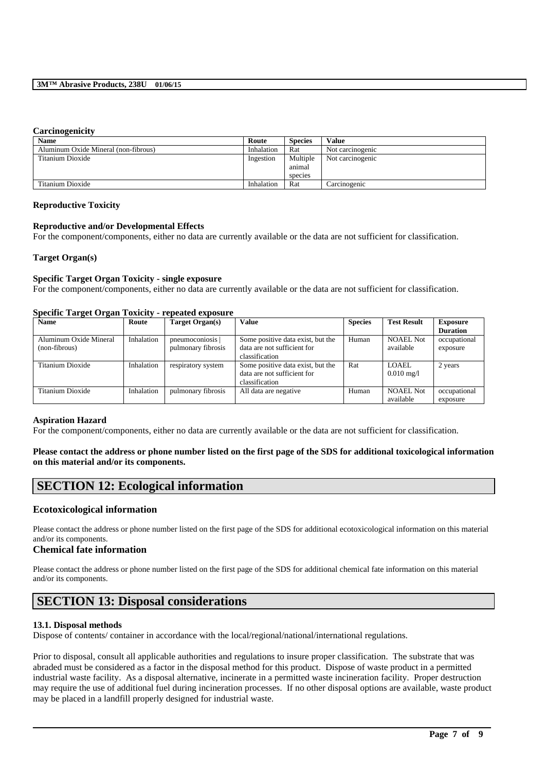#### Carcinogenicity

| Name | Route | Species | Value |
|---|---|---|---|
| Aluminum Oxide Mineral (non-fibrous) | Inhalation | Rat | Not carcinogenic |
| Titanium Dioxide | Ingestion | Multiple animal species | Not carcinogenic |
| Titanium Dioxide | Inhalation | Rat | Carcinogenic |

#### Reproductive Toxicity

#### Reproductive and/or Developmental Effects

For the component/components, either no data are currently available or the data are not sufficient for classification.

#### Target Organ(s)

#### Specific Target Organ Toxicity - single exposure

For the component/components, either no data are currently available or the data are not sufficient for classification.

#### Specific Target Organ Toxicity - repeated exposure

| Name | Route | Target Organ(s) | Value | Species | Test Result | Exposure Duration |
|---|---|---|---|---|---|---|
| Aluminum Oxide Mineral (non-fibrous) | Inhalation | pneumoconiosis \| pulmonary fibrosis | Some positive data exist, but the data are not sufficient for classification | Human | NOAEL Not available | occupational exposure |
| Titanium Dioxide | Inhalation | respiratory system | Some positive data exist, but the data are not sufficient for classification | Rat | LOAEL 0.010 mg/l | 2 years |
| Titanium Dioxide | Inhalation | pulmonary fibrosis | All data are negative | Human | NOAEL Not available | occupational exposure |

#### Aspiration Hazard

For the component/components, either no data are currently available or the data are not sufficient for classification.

**Please contact the address or phone number listed on the first page of the SDS for additional toxicological information on this material and/or its components.**

## SECTION 12: Ecological information

### Ecotoxicological information

Please contact the address or phone number listed on the first page of the SDS for additional ecotoxicological information on this material and/or its components.

### Chemical fate information

Please contact the address or phone number listed on the first page of the SDS for additional chemical fate information on this material and/or its components.

## SECTION 13: Disposal considerations

#### 13.1. Disposal methods

Dispose of contents/ container in accordance with the local/regional/national/international regulations.

Prior to disposal, consult all applicable authorities and regulations to insure proper classification. The substrate that was abraded must be considered as a factor in the disposal method for this product. Dispose of waste product in a permitted industrial waste facility. As a disposal alternative, incinerate in a permitted waste incineration facility. Proper destruction may require the use of additional fuel during incineration processes. If no other disposal options are available, waste product may be placed in a landfill properly designed for industrial waste.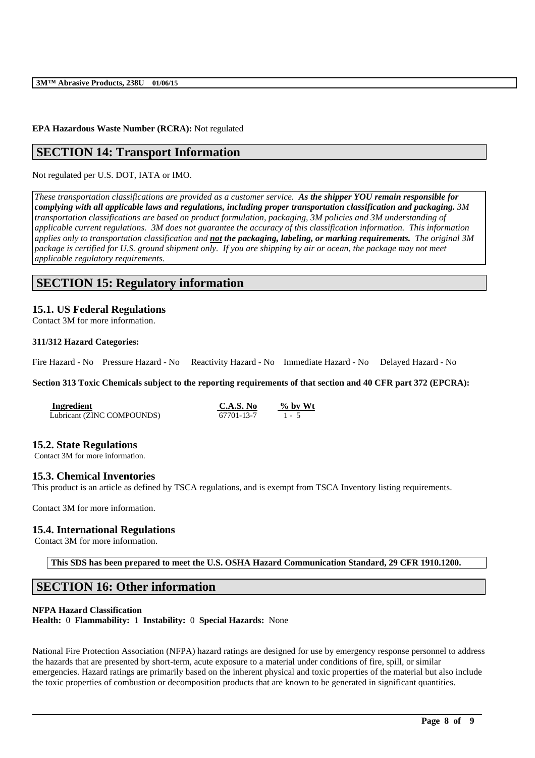**EPA Hazardous Waste Number (RCRA):** Not regulated

## SECTION 14: Transport Information

Not regulated per U.S. DOT, IATA or IMO.

*These transportation classifications are provided as a customer service.* ***As the shipper YOU remain responsible for complying with all applicable laws and regulations, including proper transportation classification and packaging.*** *3M transportation classifications are based on product formulation, packaging, 3M policies and 3M understanding of applicable current regulations. 3M does not guarantee the accuracy of this classification information. This information applies only to transportation classification and* ***not the packaging, labeling, or marking requirements.*** *The original 3M package is certified for U.S. ground shipment only. If you are shipping by air or ocean, the package may not meet applicable regulatory requirements.*

## SECTION 15: Regulatory information

### 15.1. US Federal Regulations

Contact 3M for more information.

**311/312 Hazard Categories:**

Fire Hazard - No    Pressure Hazard - No    Reactivity Hazard - No    Immediate Hazard - No    Delayed Hazard - No

**Section 313 Toxic Chemicals subject to the reporting requirements of that section and 40 CFR part 372 (EPCRA):**

| Ingredient | C.A.S. No | % by Wt |
|---|---|---|
| Lubricant (ZINC COMPOUNDS) | 67701-13-7 | 1 - 5 |

### 15.2. State Regulations

Contact 3M for more information.

### 15.3. Chemical Inventories

This product is an article as defined by TSCA regulations, and is exempt from TSCA Inventory listing requirements.

Contact 3M for more information.

### 15.4. International Regulations

Contact 3M for more information.

**This SDS has been prepared to meet the U.S. OSHA Hazard Communication Standard, 29 CFR 1910.1200.**

## SECTION 16: Other information

**NFPA Hazard Classification**

**Health:** 0 **Flammability:** 1 **Instability:** 0 **Special Hazards:** None

National Fire Protection Association (NFPA) hazard ratings are designed for use by emergency response personnel to address the hazards that are presented by short-term, acute exposure to a material under conditions of fire, spill, or similar emergencies. Hazard ratings are primarily based on the inherent physical and toxic properties of the material but also include the toxic properties of combustion or decomposition products that are known to be generated in significant quantities.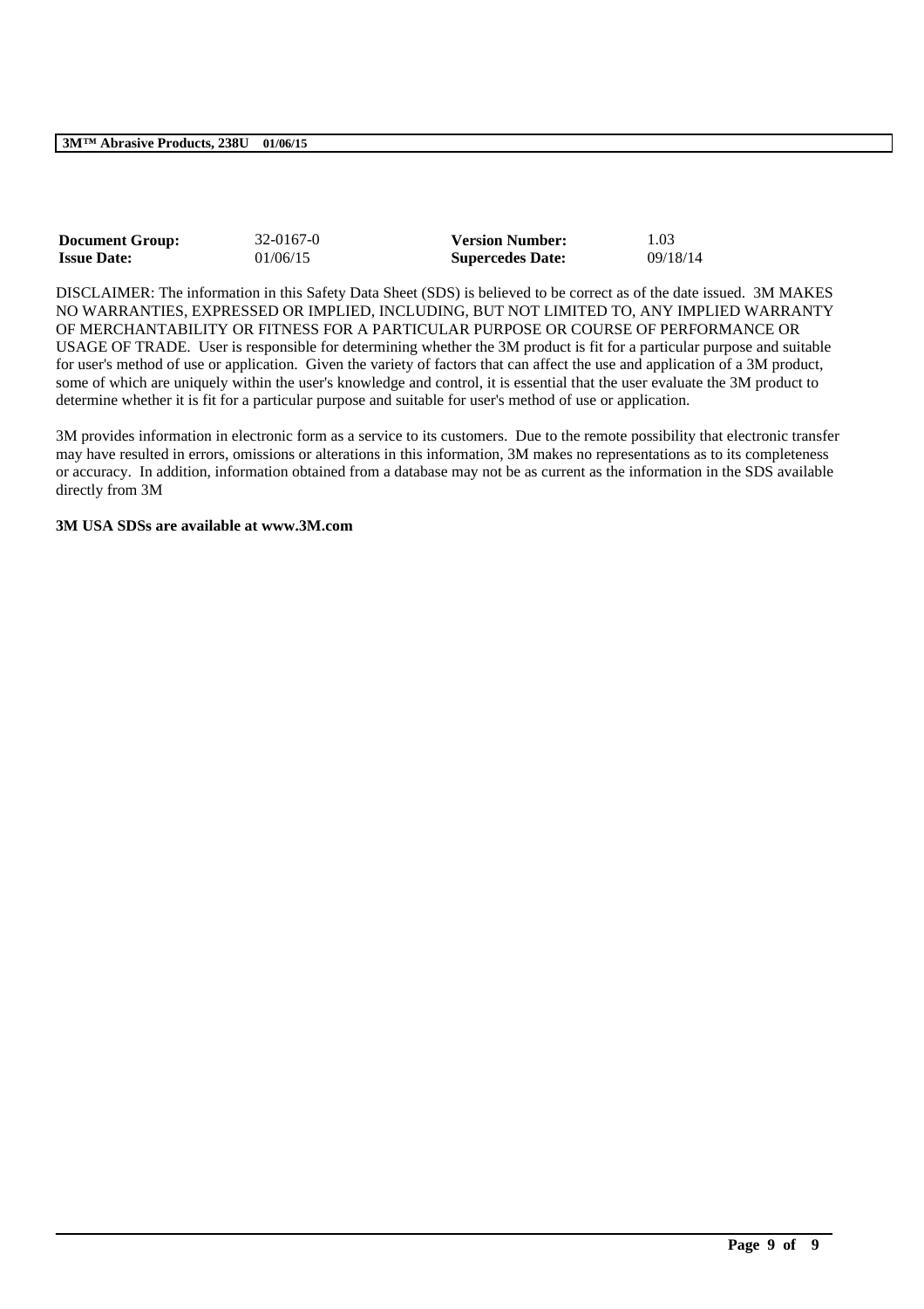| | | | |
|---|---|---|---|
| **Document Group:** | 32-0167-0 | **Version Number:** | 1.03 |
| **Issue Date:** | 01/06/15 | **Supercedes Date:** | 09/18/14 |

DISCLAIMER: The information in this Safety Data Sheet (SDS) is believed to be correct as of the date issued. 3M MAKES NO WARRANTIES, EXPRESSED OR IMPLIED, INCLUDING, BUT NOT LIMITED TO, ANY IMPLIED WARRANTY OF MERCHANTABILITY OR FITNESS FOR A PARTICULAR PURPOSE OR COURSE OF PERFORMANCE OR USAGE OF TRADE. User is responsible for determining whether the 3M product is fit for a particular purpose and suitable for user's method of use or application. Given the variety of factors that can affect the use and application of a 3M product, some of which are uniquely within the user's knowledge and control, it is essential that the user evaluate the 3M product to determine whether it is fit for a particular purpose and suitable for user's method of use or application.

3M provides information in electronic form as a service to its customers. Due to the remote possibility that electronic transfer may have resulted in errors, omissions or alterations in this information, 3M makes no representations as to its completeness or accuracy. In addition, information obtained from a database may not be as current as the information in the SDS available directly from 3M

**3M USA SDSs are available at www.3M.com**